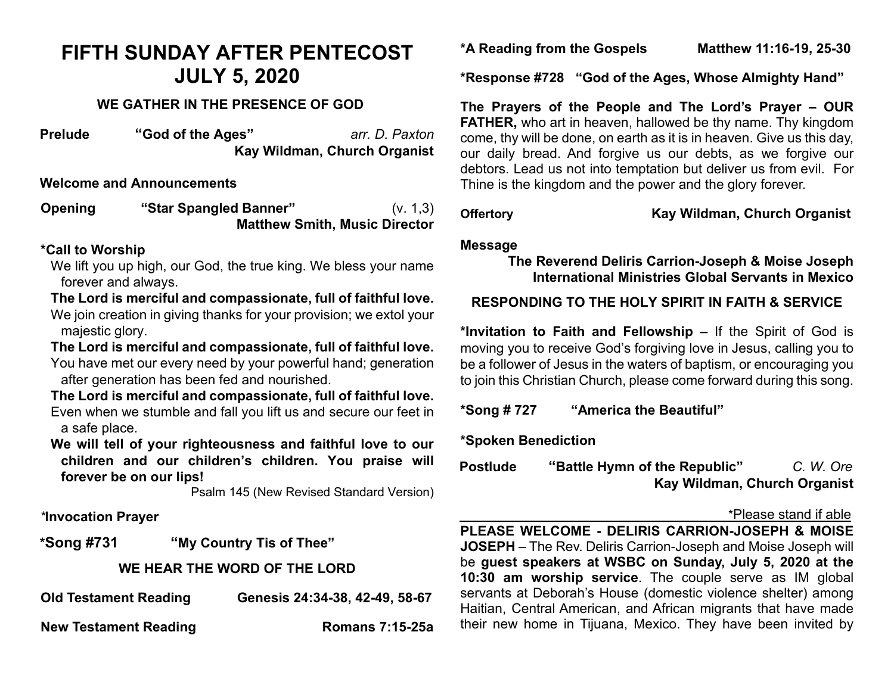# FIFTH SUNDAY AFTER PENTECOST
# JULY 5, 2020

### WE GATHER IN THE PRESENCE OF GOD

**Prelude** **"God of the Ages"** *arr. D. Paxton*
**Kay Wildman, Church Organist**

**Welcome and Announcements**

**Opening** **"Star Spangled Banner"** (v. 1,3)
**Matthew Smith, Music Director**

**\*Call to Worship**

We lift you up high, our God, the true king. We bless your name forever and always.

**The Lord is merciful and compassionate, full of faithful love.**

We join creation in giving thanks for your provision; we extol your majestic glory.

**The Lord is merciful and compassionate, full of faithful love.**

You have met our every need by your powerful hand; generation after generation has been fed and nourished.

**The Lord is merciful and compassionate, full of faithful love.**

Even when we stumble and fall you lift us and secure our feet in a safe place.

**We will tell of your righteousness and faithful love to our children and our children's children. You praise will forever be on our lips!**

Psalm 145 (New Revised Standard Version)

**\*Invocation Prayer**

**\*Song #731** **"My Country Tis of Thee"**

### WE HEAR THE WORD OF THE LORD

**Old Testament Reading** **Genesis 24:34-38, 42-49, 58-67**

**New Testament Reading** **Romans 7:15-25a**

**\*A Reading from the Gospels** **Matthew 11:16-19, 25-30**

**\*Response #728** **"God of the Ages, Whose Almighty Hand"**

**The Prayers of the People and The Lord's Prayer – OUR FATHER,** who art in heaven, hallowed be thy name. Thy kingdom come, thy will be done, on earth as it is in heaven. Give us this day, our daily bread. And forgive us our debts, as we forgive our debtors. Lead us not into temptation but deliver us from evil. For Thine is the kingdom and the power and the glory forever.

**Offertory** **Kay Wildman, Church Organist**

**Message**
**The Reverend Deliris Carrion-Joseph & Moise Joseph**
**International Ministries Global Servants in Mexico**

### RESPONDING TO THE HOLY SPIRIT IN FAITH & SERVICE

**\*Invitation to Faith and Fellowship –** If the Spirit of God is moving you to receive God's forgiving love in Jesus, calling you to be a follower of Jesus in the waters of baptism, or encouraging you to join this Christian Church, please come forward during this song.

**\*Song # 727** **"America the Beautiful"**

**\*Spoken Benediction**

**Postlude** **"Battle Hymn of the Republic"** *C. W. Ore*
**Kay Wildman, Church Organist**

\*Please stand if able

**PLEASE WELCOME - DELIRIS CARRION-JOSEPH & MOISE JOSEPH** – The Rev. Deliris Carrion-Joseph and Moise Joseph will be **guest speakers at WSBC on Sunday, July 5, 2020 at the 10:30 am worship service**. The couple serve as IM global servants at Deborah's House (domestic violence shelter) among Haitian, Central American, and African migrants that have made their new home in Tijuana, Mexico. They have been invited by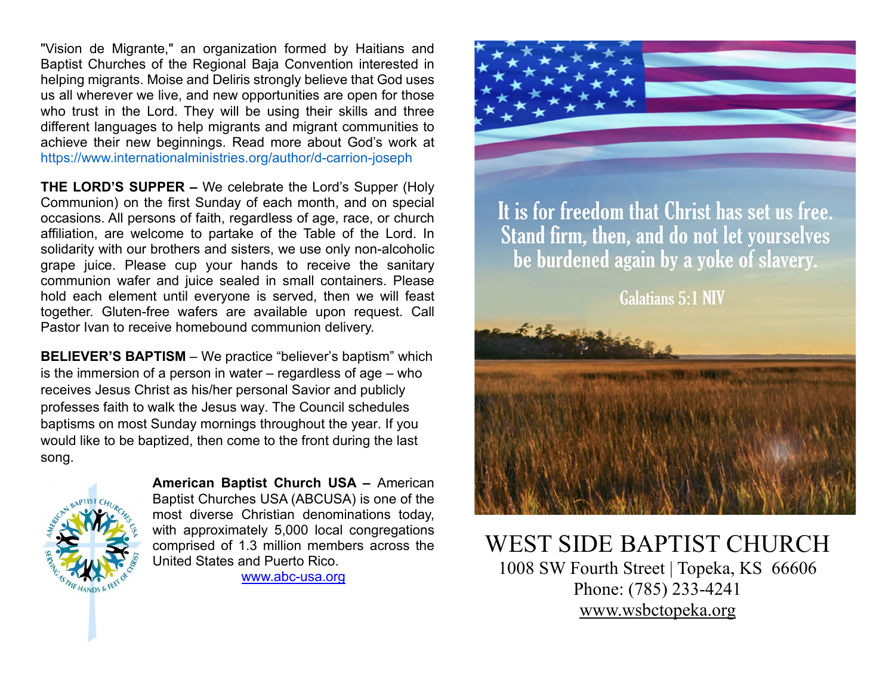"Vision de Migrante," an organization formed by Haitians and Baptist Churches of the Regional Baja Convention interested in helping migrants. Moise and Deliris strongly believe that God uses us all wherever we live, and new opportunities are open for those who trust in the Lord. They will be using their skills and three different languages to help migrants and migrant communities to achieve their new beginnings. Read more about God's work at https://www.internationalministries.org/author/d-carrion-joseph

**THE LORD'S SUPPER –** We celebrate the Lord's Supper (Holy Communion) on the first Sunday of each month, and on special occasions. All persons of faith, regardless of age, race, or church affiliation, are welcome to partake of the Table of the Lord. In solidarity with our brothers and sisters, we use only non-alcoholic grape juice. Please cup your hands to receive the sanitary communion wafer and juice sealed in small containers. Please hold each element until everyone is served, then we will feast together. Gluten-free wafers are available upon request. Call Pastor Ivan to receive homebound communion delivery.

**BELIEVER'S BAPTISM** – We practice "believer's baptism" which is the immersion of a person in water – regardless of age – who receives Jesus Christ as his/her personal Savior and publicly professes faith to walk the Jesus way. The Council schedules baptisms on most Sunday mornings throughout the year. If you would like to be baptized, then come to the front during the last song.

**American Baptist Church USA –** American Baptist Churches USA (ABCUSA) is one of the most diverse Christian denominations today, with approximately 5,000 local congregations comprised of 1.3 million members across the United States and Puerto Rico.

www.abc-usa.org

It is for freedom that Christ has set us free. Stand firm, then, and do not let yourselves be burdened again by a yoke of slavery.

Galatians 5:1 NIV

# WEST SIDE BAPTIST CHURCH

1008 SW Fourth Street | Topeka, KS 66606

Phone: (785) 233-4241

www.wsbctopeka.org